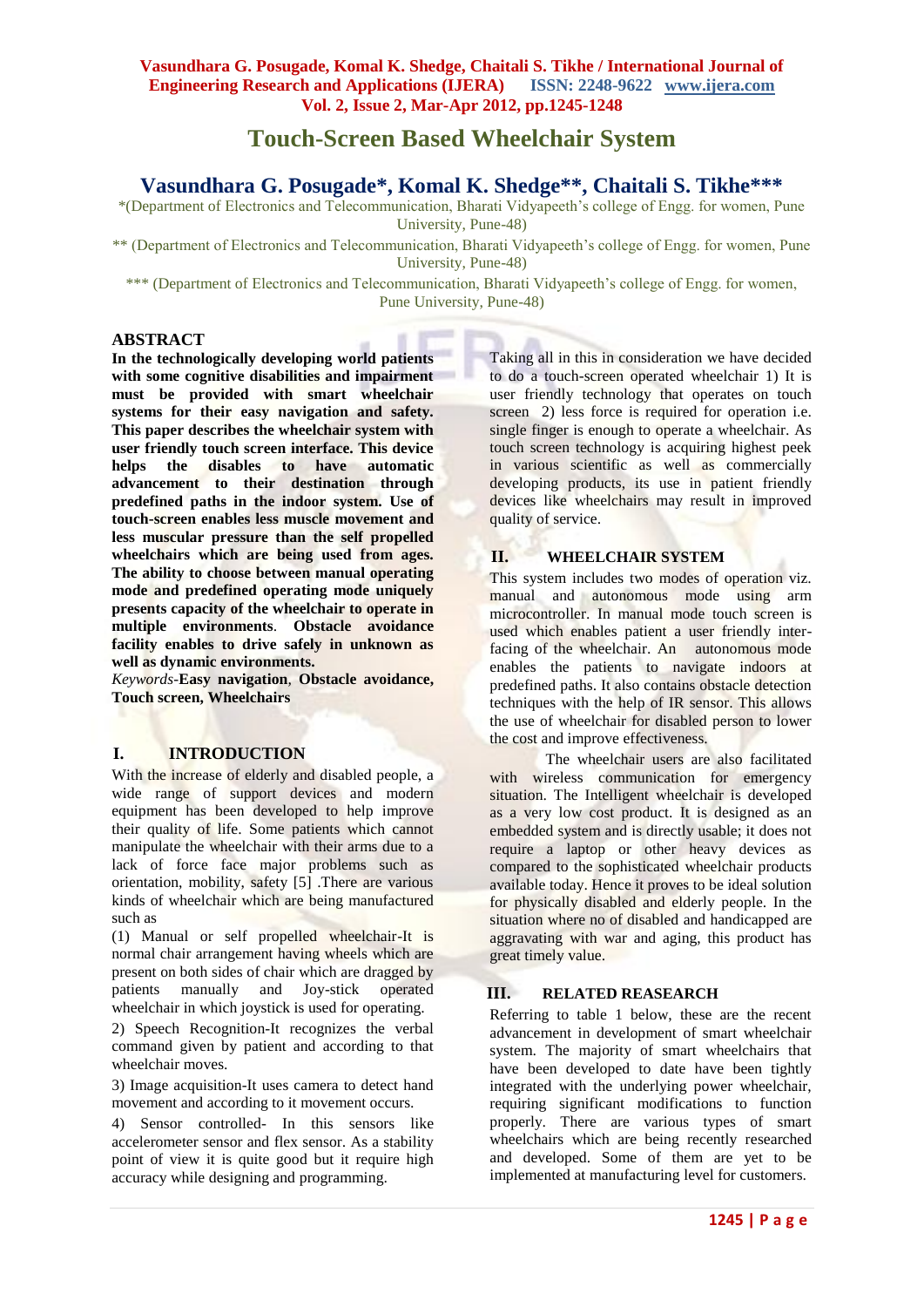# Touch-Screen Based Wheelchair System

## Vasundhara G. Posugade*, Komal K. Shedge**, Chaitali S. Tikhe***

*(Department of Electronics and Telecommunication, Bharati Vidyapeeth's college of Engg. for women, Pune University, Pune-48)

** (Department of Electronics and Telecommunication, Bharati Vidyapeeth's college of Engg. for women, Pune University, Pune-48)

*** (Department of Electronics and Telecommunication, Bharati Vidyapeeth's college of Engg. for women, Pune University, Pune-48)

## ABSTRACT

**In the technologically developing world patients with some cognitive disabilities and impairment must be provided with smart wheelchair systems for their easy navigation and safety. This paper describes the wheelchair system with user friendly touch screen interface. This device helps the disables to have automatic advancement to their destination through predefined paths in the indoor system. Use of touch-screen enables less muscle movement and less muscular pressure than the self propelled wheelchairs which are being used from ages. The ability to choose between manual operating mode and predefined operating mode uniquely presents capacity of the wheelchair to operate in multiple environments. Obstacle avoidance facility enables to drive safely in unknown as well as dynamic environments.**

*Keywords*-**Easy navigation**, **Obstacle avoidance, Touch screen, Wheelchairs**

## I. INTRODUCTION

With the increase of elderly and disabled people, a wide range of support devices and modern equipment has been developed to help improve their quality of life. Some patients which cannot manipulate the wheelchair with their arms due to a lack of force face major problems such as orientation, mobility, safety [5] .There are various kinds of wheelchair which are being manufactured such as

(1) Manual or self propelled wheelchair-It is normal chair arrangement having wheels which are present on both sides of chair which are dragged by patients manually and Joy-stick operated wheelchair in which joystick is used for operating.

2) Speech Recognition-It recognizes the verbal command given by patient and according to that wheelchair moves.

3) Image acquisition-It uses camera to detect hand movement and according to it movement occurs.

4) Sensor controlled- In this sensors like accelerometer sensor and flex sensor. As a stability point of view it is quite good but it require high accuracy while designing and programming.

Taking all in this in consideration we have decided to do a touch-screen operated wheelchair 1) It is user friendly technology that operates on touch screen 2) less force is required for operation i.e. single finger is enough to operate a wheelchair. As touch screen technology is acquiring highest peek in various scientific as well as commercially developing products, its use in patient friendly devices like wheelchairs may result in improved quality of service.

## II. WHEELCHAIR SYSTEM

This system includes two modes of operation viz. manual and autonomous mode using arm microcontroller. In manual mode touch screen is used which enables patient a user friendly inter-facing of the wheelchair. An autonomous mode enables the patients to navigate indoors at predefined paths. It also contains obstacle detection techniques with the help of IR sensor. This allows the use of wheelchair for disabled person to lower the cost and improve effectiveness.

The wheelchair users are also facilitated with wireless communication for emergency situation. The Intelligent wheelchair is developed as a very low cost product. It is designed as an embedded system and is directly usable; it does not require a laptop or other heavy devices as compared to the sophisticated wheelchair products available today. Hence it proves to be ideal solution for physically disabled and elderly people. In the situation where no of disabled and handicapped are aggravating with war and aging, this product has great timely value.

## III. RELATED REASEARCH

Referring to table 1 below, these are the recent advancement in development of smart wheelchair system. The majority of smart wheelchairs that have been developed to date have been tightly integrated with the underlying power wheelchair, requiring significant modifications to function properly. There are various types of smart wheelchairs which are being recently researched and developed. Some of them are yet to be implemented at manufacturing level for customers.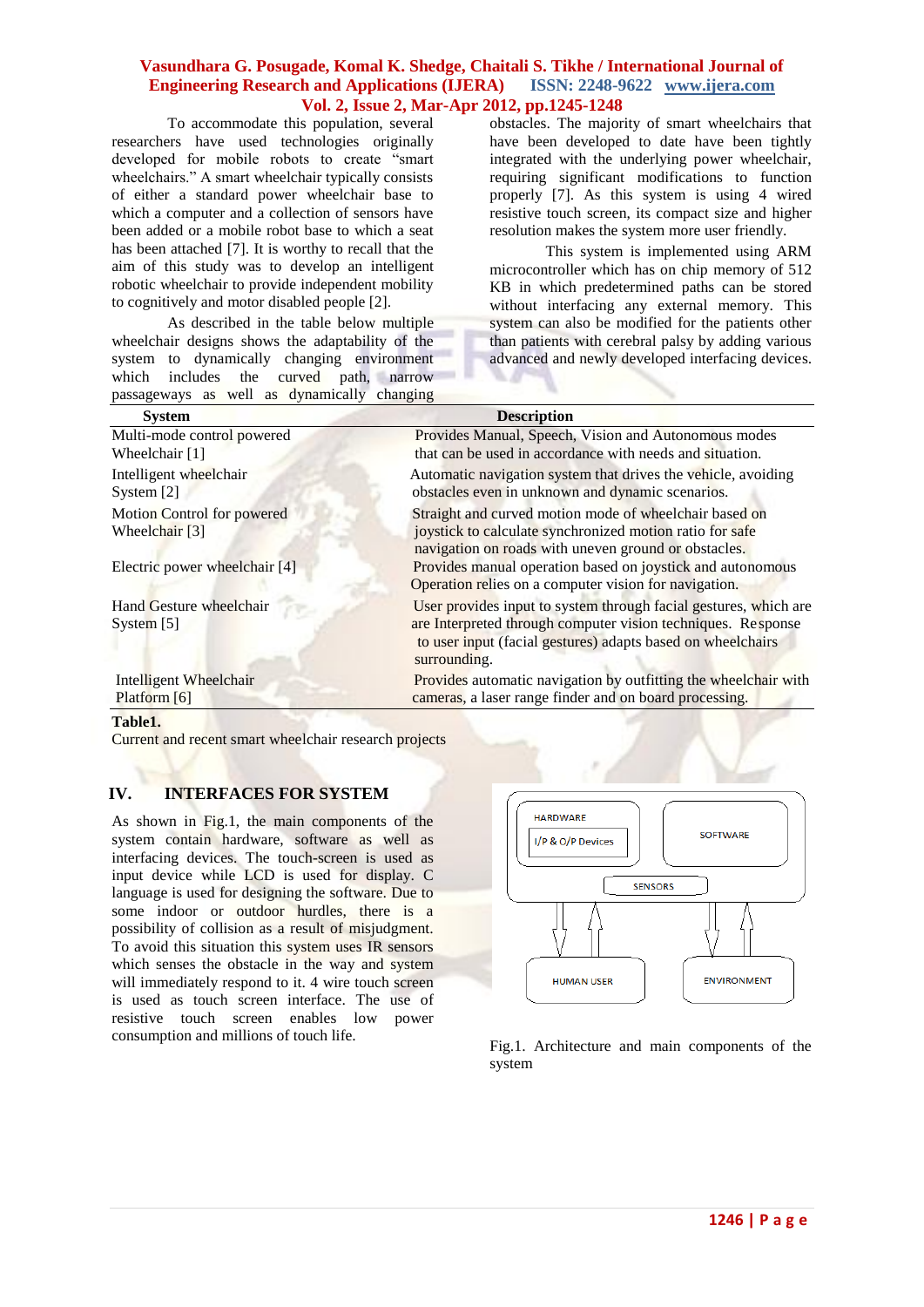To accommodate this population, several researchers have used technologies originally developed for mobile robots to create "smart wheelchairs." A smart wheelchair typically consists of either a standard power wheelchair base to which a computer and a collection of sensors have been added or a mobile robot base to which a seat has been attached [7]. It is worthy to recall that the aim of this study was to develop an intelligent robotic wheelchair to provide independent mobility to cognitively and motor disabled people [2].

As described in the table below multiple wheelchair designs shows the adaptability of the system to dynamically changing environment which includes the curved path, narrow passageways as well as dynamically changing obstacles. The majority of smart wheelchairs that have been developed to date have been tightly integrated with the underlying power wheelchair, requiring significant modifications to function properly [7]. As this system is using 4 wired resistive touch screen, its compact size and higher resolution makes the system more user friendly.

This system is implemented using ARM microcontroller which has on chip memory of 512 KB in which predetermined paths can be stored without interfacing any external memory. This system can also be modified for the patients other than patients with cerebral palsy by adding various advanced and newly developed interfacing devices.

| System | Description |
|---|---|
| Multi-mode control powered Wheelchair [1] | Provides Manual, Speech, Vision and Autonomous modes that can be used in accordance with needs and situation. |
| Intelligent wheelchair System [2] | Automatic navigation system that drives the vehicle, avoiding obstacles even in unknown and dynamic scenarios. |
| Motion Control for powered Wheelchair [3] | Straight and curved motion mode of wheelchair based on joystick to calculate synchronized motion ratio for safe navigation on roads with uneven ground or obstacles. |
| Electric power wheelchair [4] | Provides manual operation based on joystick and autonomous Operation relies on a computer vision for navigation. |
| Hand Gesture wheelchair System [5] | User provides input to system through facial gestures, which are are Interpreted through computer vision techniques. Response to user input (facial gestures) adapts based on wheelchairs surrounding. |
| Intelligent Wheelchair Platform [6] | Provides automatic navigation by outfitting the wheelchair with cameras, a laser range finder and on board processing. |

**Table1.**
Current and recent smart wheelchair research projects

## IV. INTERFACES FOR SYSTEM

As shown in Fig.1, the main components of the system contain hardware, software as well as interfacing devices. The touch-screen is used as input device while LCD is used for display. C language is used for designing the software. Due to some indoor or outdoor hurdles, there is a possibility of collision as a result of misjudgment. To avoid this situation this system uses IR sensors which senses the obstacle in the way and system will immediately respond to it. 4 wire touch screen is used as touch screen interface. The use of resistive touch screen enables low power consumption and millions of touch life.

HARDWARE — I/P & O/P Devices; SOFTWARE; SENSORS; HUMAN USER; ENVIRONMENT

Fig.1. Architecture and main components of the system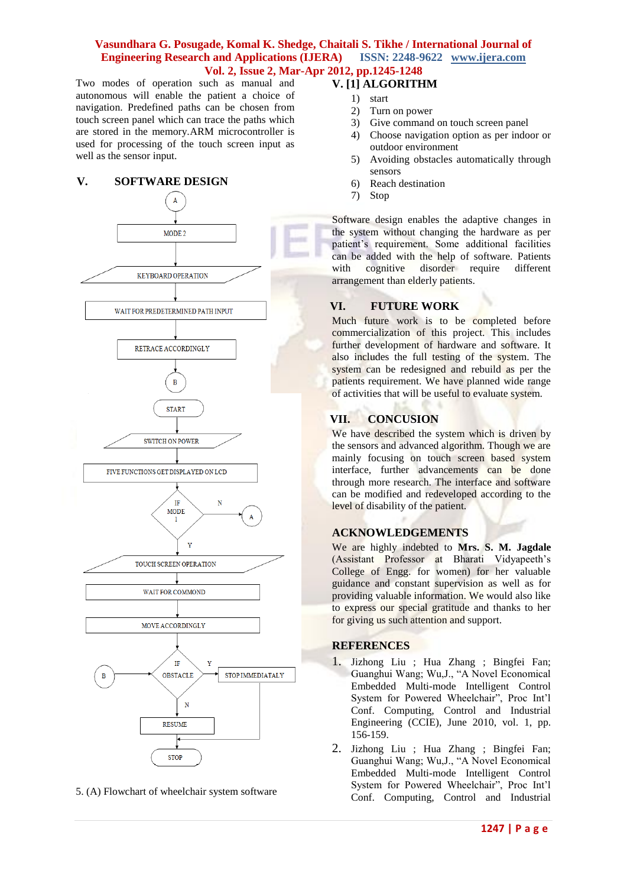Two modes of operation such as manual and autonomous will enable the patient a choice of navigation. Predefined paths can be chosen from touch screen panel which can trace the paths which are stored in the memory.ARM microcontroller is used for processing of the touch screen input as well as the sensor input.

## V. SOFTWARE DESIGN

A → MODE 2 → KEYBOARD OPERATION → WAIT FOR PREDETERMINED PATH INPUT → RETRACE ACCORDINGLY → B

START → SWITCH ON POWER → FIVE FUNCTIONS GET DISPLAYED ON LCD → IF MODE 1 (N → A) (Y) → TOUCH SCREEN OPERATION → WAIT FOR COMMOND → MOVE ACCORDINGLY → IF OBSTACLE (Y → STOP IMMEDIATALY) (N) → RESUME → STOP

B → IF OBSTACLE

5. (A) Flowchart of wheelchair system software

## V. [1] ALGORITHM

1) start
2) Turn on power
3) Give command on touch screen panel
4) Choose navigation option as per indoor or outdoor environment
5) Avoiding obstacles automatically through sensors
6) Reach destination
7) Stop

Software design enables the adaptive changes in the system without changing the hardware as per patient's requirement. Some additional facilities can be added with the help of software. Patients with cognitive disorder require different arrangement than elderly patients.

## VI. FUTURE WORK

Much future work is to be completed before commercialization of this project. This includes further development of hardware and software. It also includes the full testing of the system. The system can be redesigned and rebuild as per the patients requirement. We have planned wide range of activities that will be useful to evaluate system.

## VII. CONCUSION

We have described the system which is driven by the sensors and advanced algorithm. Though we are mainly focusing on touch screen based system interface, further advancements can be done through more research. The interface and software can be modified and redeveloped according to the level of disability of the patient.

## ACKNOWLEDGEMENTS

We are highly indebted to **Mrs. S. M. Jagdale** (Assistant Professor at Bharati Vidyapeeth's College of Engg. for women) for her valuable guidance and constant supervision as well as for providing valuable information. We would also like to express our special gratitude and thanks to her for giving us such attention and support.

## REFERENCES

1. Jizhong Liu ; Hua Zhang ; Bingfei Fan; Guanghui Wang; Wu,J., "A Novel Economical Embedded Multi-mode Intelligent Control System for Powered Wheelchair", Proc Int'l Conf. Computing, Control and Industrial Engineering (CCIE), June 2010, vol. 1, pp. 156-159.
2. Jizhong Liu ; Hua Zhang ; Bingfei Fan; Guanghui Wang; Wu,J., "A Novel Economical Embedded Multi-mode Intelligent Control System for Powered Wheelchair", Proc Int'l Conf. Computing, Control and Industrial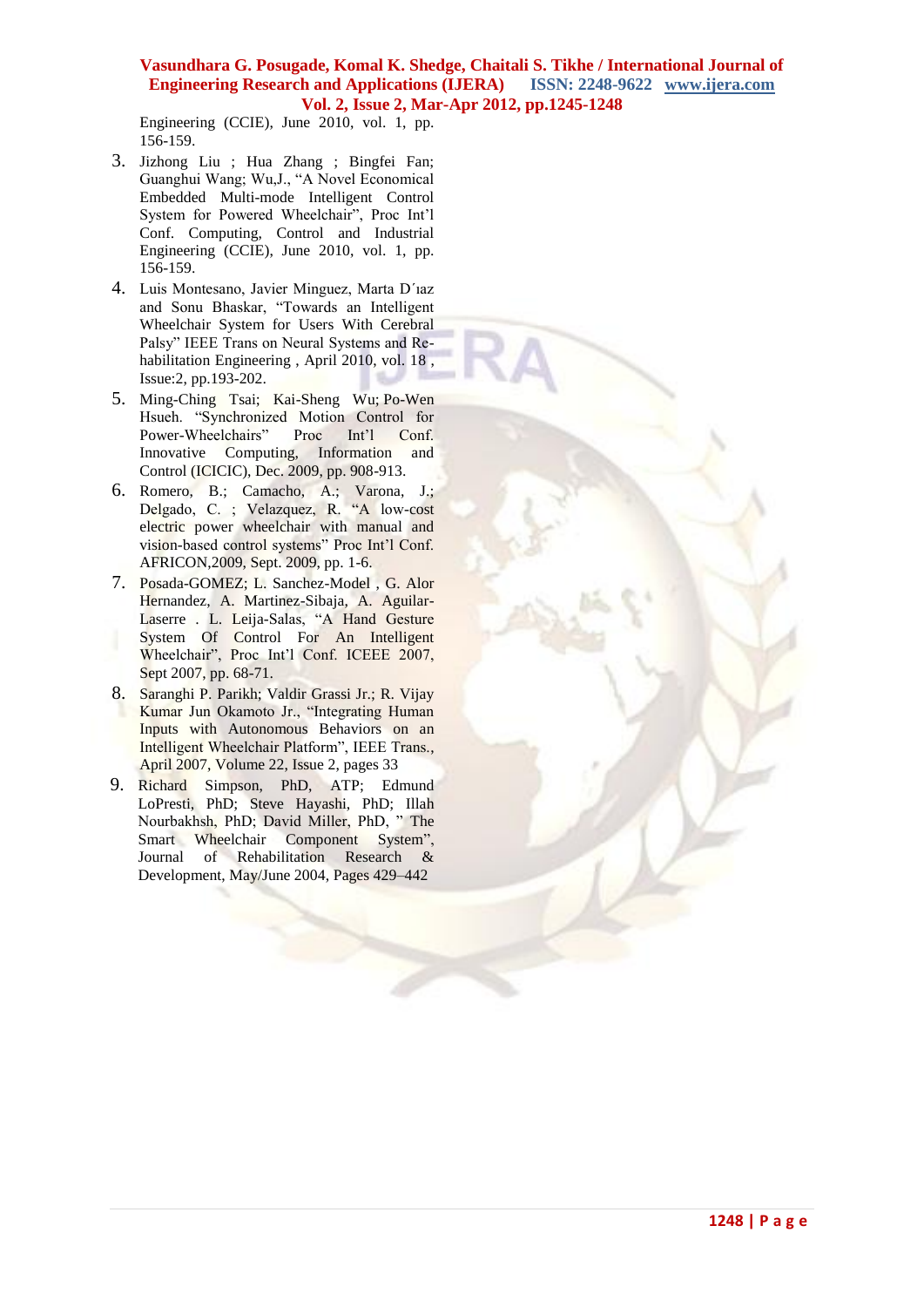Engineering (CCIE), June 2010, vol. 1, pp. 156-159.

3. Jizhong Liu ; Hua Zhang ; Bingfei Fan; Guanghui Wang; Wu,J., "A Novel Economical Embedded Multi-mode Intelligent Control System for Powered Wheelchair", Proc Int'l Conf. Computing, Control and Industrial Engineering (CCIE), June 2010, vol. 1, pp. 156-159.
4. Luis Montesano, Javier Minguez, Marta D´ıaz and Sonu Bhaskar, "Towards an Intelligent Wheelchair System for Users With Cerebral Palsy" IEEE Trans on Neural Systems and Re-habilitation Engineering , April 2010, vol. 18 , Issue:2, pp.193-202.
5. Ming-Ching Tsai; Kai-Sheng Wu; Po-Wen Hsueh. "Synchronized Motion Control for Power-Wheelchairs" Proc Int'l Conf. Innovative Computing, Information and Control (ICICIC), Dec. 2009, pp. 908-913.
6. Romero, B.; Camacho, A.; Varona, J.; Delgado, C. ; Velazquez, R. "A low-cost electric power wheelchair with manual and vision-based control systems" Proc Int'l Conf. AFRICON,2009, Sept. 2009, pp. 1-6.
7. Posada-GOMEZ; L. Sanchez-Model , G. Alor Hernandez, A. Martinez-Sibaja, A. Aguilar-Laserre . L. Leija-Salas, "A Hand Gesture System Of Control For An Intelligent Wheelchair", Proc Int'l Conf. ICEEE 2007, Sept 2007, pp. 68-71.
8. Saranghi P. Parikh; Valdir Grassi Jr.; R. Vijay Kumar Jun Okamoto Jr., "Integrating Human Inputs with Autonomous Behaviors on an Intelligent Wheelchair Platform", IEEE Trans., April 2007, Volume 22, Issue 2, pages 33
9. Richard Simpson, PhD, ATP; Edmund LoPresti, PhD; Steve Hayashi, PhD; Illah Nourbakhsh, PhD; David Miller, PhD, " The Smart Wheelchair Component System", Journal of Rehabilitation Research & Development, May/June 2004, Pages 429–442